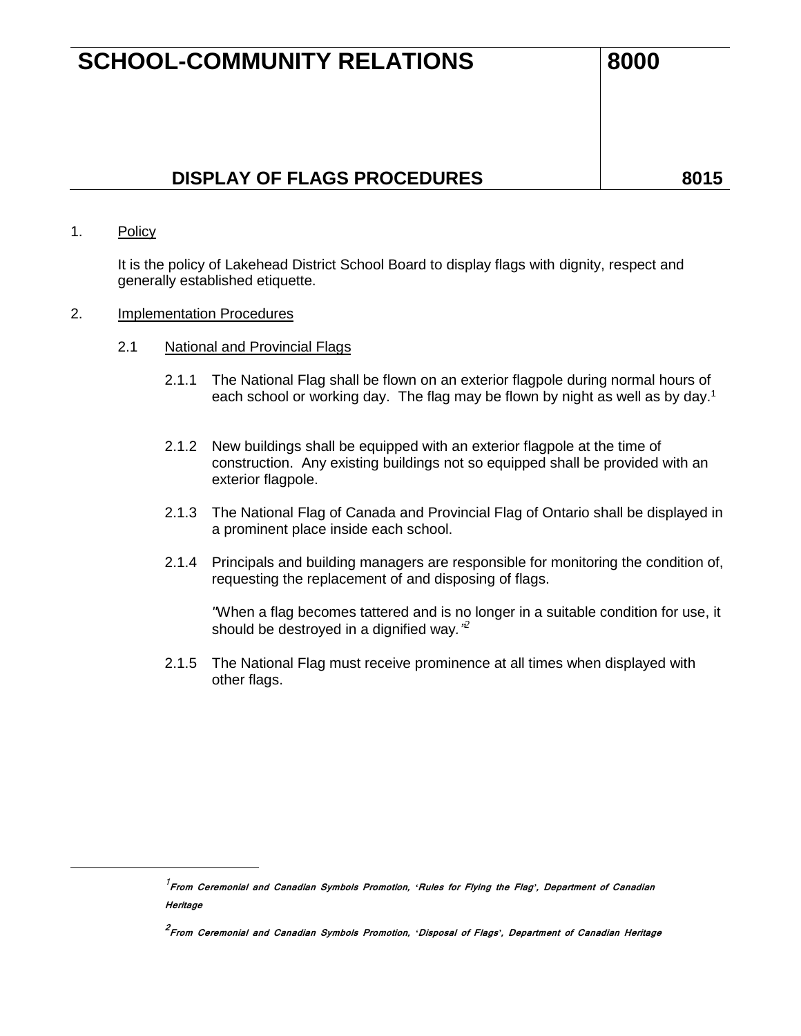# SCHOOL-COMMUNITY RELATIONS — 8000

## DISPLAY OF FLAGS PROCEDURES — 8015

1. Policy

   It is the policy of Lakehead District School Board to display flags with dignity, respect and generally established etiquette.

2. Implementation Procedures

   2.1 National and Provincial Flags

   2.1.1 The National Flag shall be flown on an exterior flagpole during normal hours of each school or working day. The flag may be flown by night as well as by day.[1]

   2.1.2 New buildings shall be equipped with an exterior flagpole at the time of construction. Any existing buildings not so equipped shall be provided with an exterior flagpole.

   2.1.3 The National Flag of Canada and Provincial Flag of Ontario shall be displayed in a prominent place inside each school.

   2.1.4 Principals and building managers are responsible for monitoring the condition of, requesting the replacement of and disposing of flags.

   *"When a flag becomes tattered and is no longer in a suitable condition for use, it should be destroyed in a dignified way."*[2]

   2.1.5 The National Flag must receive prominence at all times when displayed with other flags.

---

[1] ***From Ceremonial and Canadian Symbols Promotion, 'Rules for Flying the Flag', Department of Canadian Heritage***

[2] ***From Ceremonial and Canadian Symbols Promotion, 'Disposal of Flags', Department of Canadian Heritage***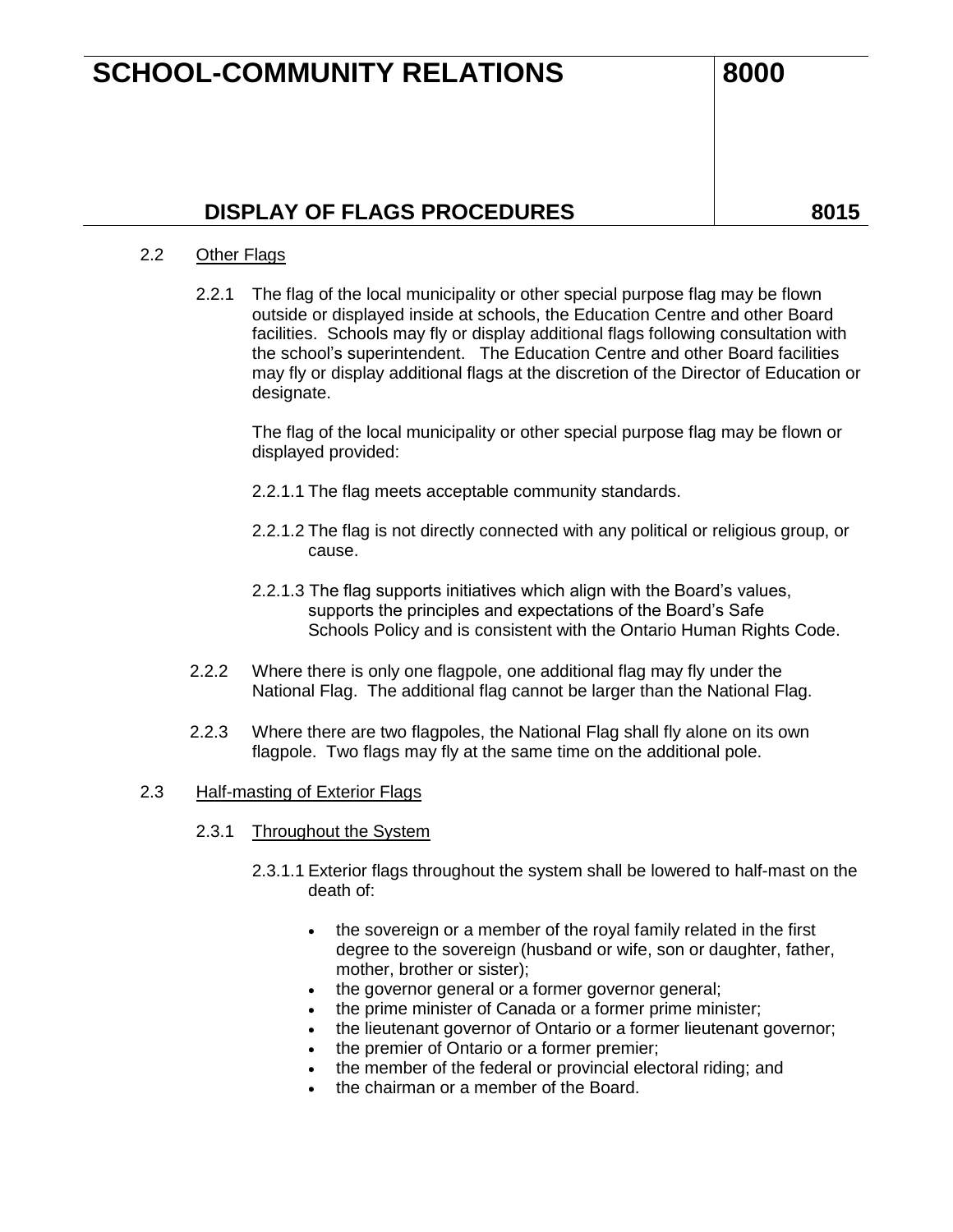## 2.2 Other Flags

2.2.1 The flag of the local municipality or other special purpose flag may be flown outside or displayed inside at schools, the Education Centre and other Board facilities. Schools may fly or display additional flags following consultation with the school's superintendent. The Education Centre and other Board facilities may fly or display additional flags at the discretion of the Director of Education or designate.

The flag of the local municipality or other special purpose flag may be flown or displayed provided:

2.2.1.1 The flag meets acceptable community standards.

2.2.1.2 The flag is not directly connected with any political or religious group, or cause.

2.2.1.3 The flag supports initiatives which align with the Board's values, supports the principles and expectations of the Board's Safe Schools Policy and is consistent with the Ontario Human Rights Code.

2.2.2 Where there is only one flagpole, one additional flag may fly under the National Flag. The additional flag cannot be larger than the National Flag.

2.2.3 Where there are two flagpoles, the National Flag shall fly alone on its own flagpole. Two flags may fly at the same time on the additional pole.

## 2.3 Half-masting of Exterior Flags

### 2.3.1 Throughout the System

2.3.1.1 Exterior flags throughout the system shall be lowered to half-mast on the death of:

- the sovereign or a member of the royal family related in the first degree to the sovereign (husband or wife, son or daughter, father, mother, brother or sister);
- the governor general or a former governor general;
- the prime minister of Canada or a former prime minister;
- the lieutenant governor of Ontario or a former lieutenant governor;
- the premier of Ontario or a former premier;
- the member of the federal or provincial electoral riding; and
- the chairman or a member of the Board.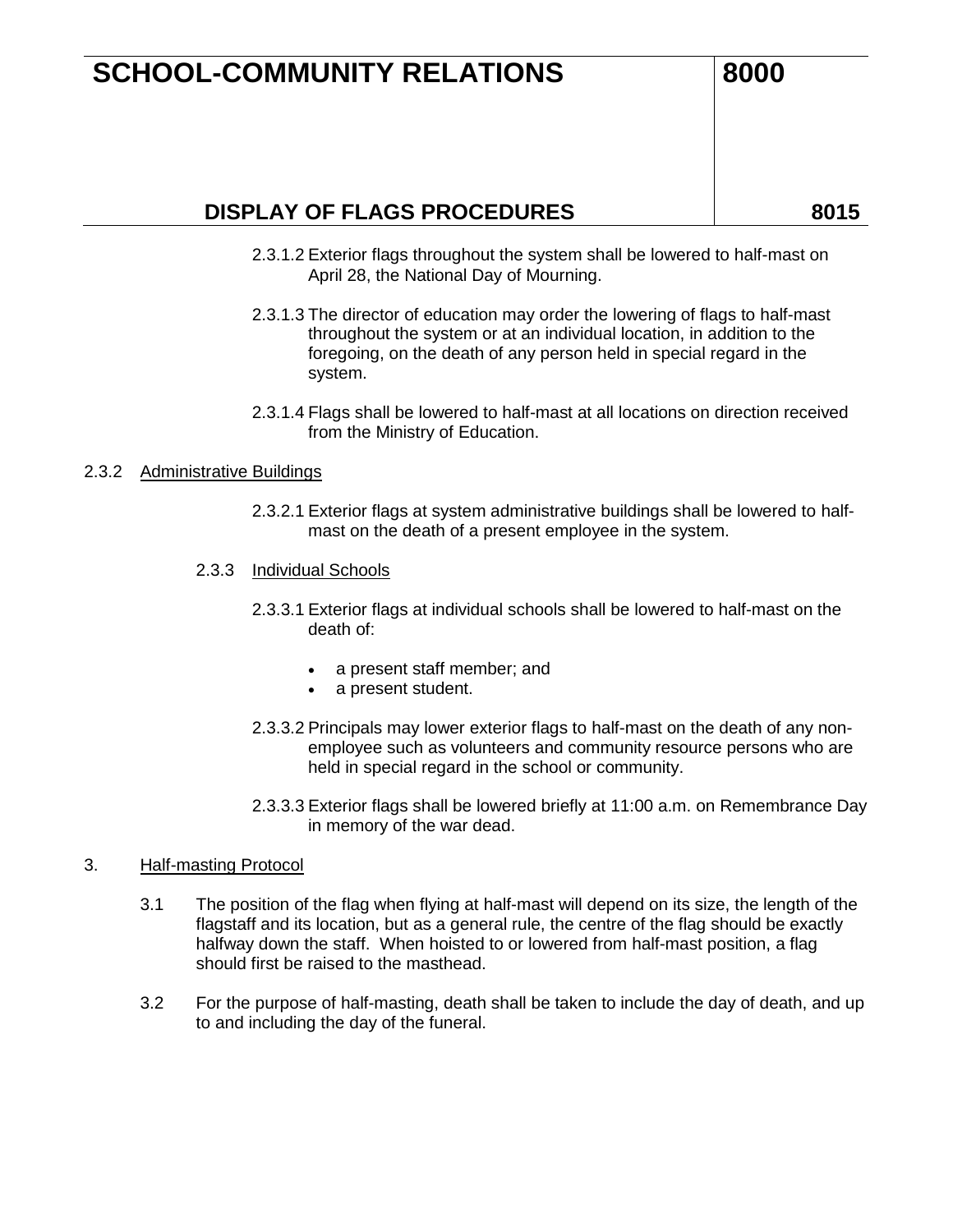2.3.1.2 Exterior flags throughout the system shall be lowered to half-mast on April 28, the National Day of Mourning.

2.3.1.3 The director of education may order the lowering of flags to half-mast throughout the system or at an individual location, in addition to the foregoing, on the death of any person held in special regard in the system.

2.3.1.4 Flags shall be lowered to half-mast at all locations on direction received from the Ministry of Education.

2.3.2 Administrative Buildings

2.3.2.1 Exterior flags at system administrative buildings shall be lowered to half-mast on the death of a present employee in the system.

2.3.3 Individual Schools

2.3.3.1 Exterior flags at individual schools shall be lowered to half-mast on the death of:

- a present staff member; and
- a present student.

2.3.3.2 Principals may lower exterior flags to half-mast on the death of any non-employee such as volunteers and community resource persons who are held in special regard in the school or community.

2.3.3.3 Exterior flags shall be lowered briefly at 11:00 a.m. on Remembrance Day in memory of the war dead.

3. Half-masting Protocol

3.1 The position of the flag when flying at half-mast will depend on its size, the length of the flagstaff and its location, but as a general rule, the centre of the flag should be exactly halfway down the staff. When hoisted to or lowered from half-mast position, a flag should first be raised to the masthead.

3.2 For the purpose of half-masting, death shall be taken to include the day of death, and up to and including the day of the funeral.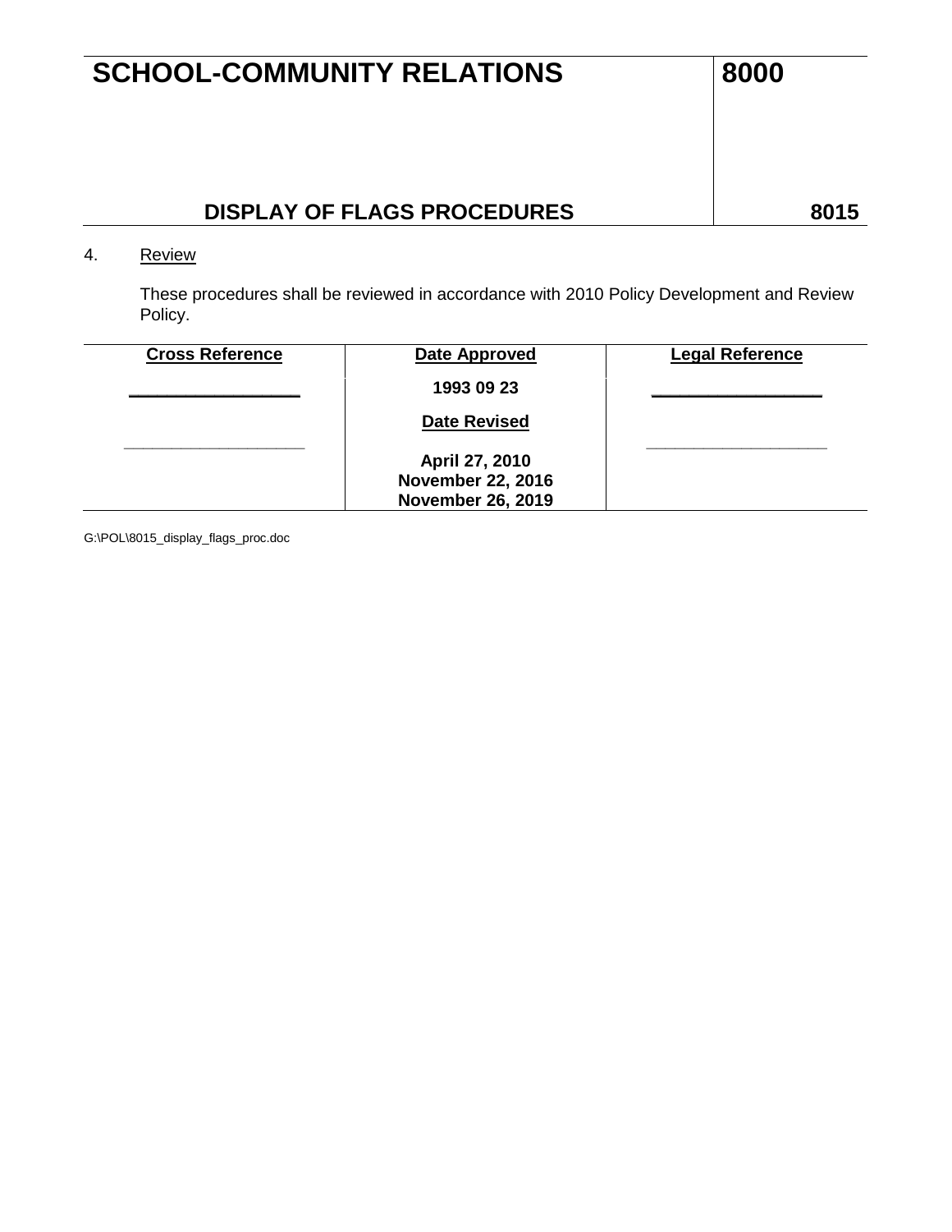# SCHOOL-COMMUNITY RELATIONS — 8000

## DISPLAY OF FLAGS PROCEDURES — 8015

4. Review

   These procedures shall be reviewed in accordance with 2010 Policy Development and Review Policy.

| Cross Reference | Date Approved | Legal Reference |
|---|---|---|
| | **1993 09 23** | |
| | **Date Revised** | |
| | **April 27, 2010**<br>**November 22, 2016**<br>**November 26, 2019** | |

G:\POL\8015_display_flags_proc.doc